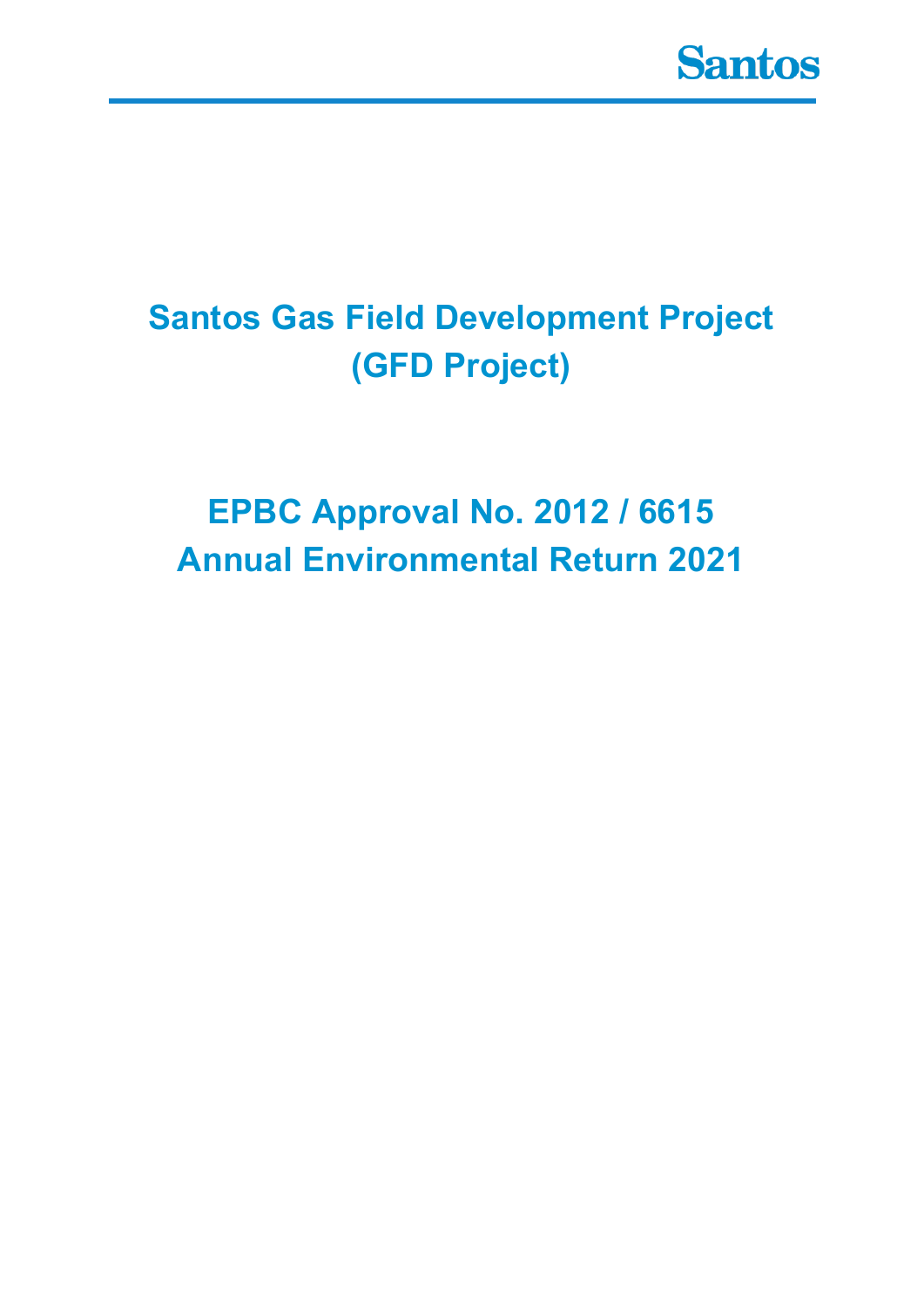Santos

# Santos Gas Field Development Project (GFD Project)

# EPBC Approval No. 2012 / 6615
# Annual Environmental Return 2021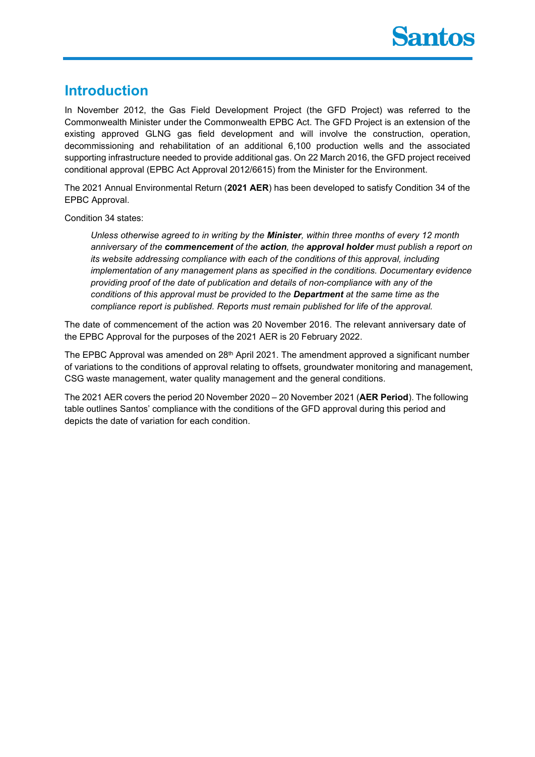# Introduction

In November 2012, the Gas Field Development Project (the GFD Project) was referred to the Commonwealth Minister under the Commonwealth EPBC Act. The GFD Project is an extension of the existing approved GLNG gas field development and will involve the construction, operation, decommissioning and rehabilitation of an additional 6,100 production wells and the associated supporting infrastructure needed to provide additional gas. On 22 March 2016, the GFD project received conditional approval (EPBC Act Approval 2012/6615) from the Minister for the Environment.

The 2021 Annual Environmental Return (**2021 AER**) has been developed to satisfy Condition 34 of the EPBC Approval.

Condition 34 states:

> *Unless otherwise agreed to in writing by the* ***Minister****, within three months of every 12 month anniversary of the* ***commencement*** *of the* ***action****, the* ***approval holder*** *must publish a report on its website addressing compliance with each of the conditions of this approval, including implementation of any management plans as specified in the conditions. Documentary evidence providing proof of the date of publication and details of non-compliance with any of the conditions of this approval must be provided to the* ***Department*** *at the same time as the compliance report is published. Reports must remain published for life of the approval.*

The date of commencement of the action was 20 November 2016. The relevant anniversary date of the EPBC Approval for the purposes of the 2021 AER is 20 February 2022.

The EPBC Approval was amended on 28th April 2021. The amendment approved a significant number of variations to the conditions of approval relating to offsets, groundwater monitoring and management, CSG waste management, water quality management and the general conditions.

The 2021 AER covers the period 20 November 2020 – 20 November 2021 (**AER Period**). The following table outlines Santos' compliance with the conditions of the GFD approval during this period and depicts the date of variation for each condition.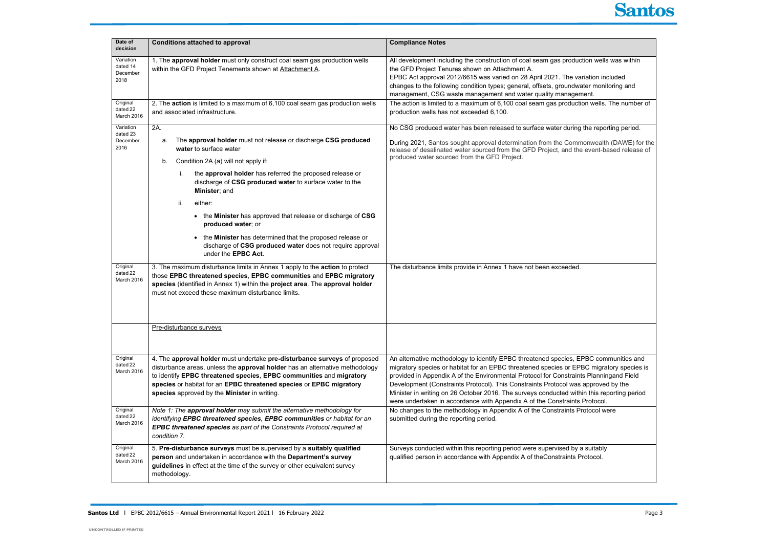| Date of decision | Conditions attached to approval | Compliance Notes |
|---|---|---|
| Variation dated 14 December 2018 | 1. The **approval holder** must only construct coal seam gas production wells within the GFD Project Tenements shown at Attachment A. | All development including the construction of coal seam gas production wells was within the GFD Project Tenures shown on Attachment A.<br>EPBC Act approval 2012/6615 was varied on 28 April 2021. The variation included changes to the following condition types; general, offsets, groundwater monitoring and management, CSG waste management and water quality management. |
| Original dated 22 March 2016 | 2. The **action** is limited to a maximum of 6,100 coal seam gas production wells and associated infrastructure. | The action is limited to a maximum of 6,100 coal seam gas production wells. The number of production wells has not exceeded 6,100. |
| Variation dated 23 December 2016 | 2A.<br>a. The **approval holder** must not release or discharge **CSG produced water** to surface water<br>b. Condition 2A (a) will not apply if:<br>i. the **approval holder** has referred the proposed release or discharge of **CSG produced water** to surface water to the **Minister**; and<br>ii. either:<br>• the **Minister** has approved that release or discharge of **CSG produced water**; or<br>• the **Minister** has determined that the proposed release or discharge of **CSG produced water** does not require approval under the **EPBC Act**. | No CSG produced water has been released to surface water during the reporting period.<br><br>During 2021, Santos sought approval determination from the Commonwealth (DAWE) for the release of desalinated water sourced from the GFD Project, and the event-based release of produced water sourced from the GFD Project. |
| Original dated 22 March 2016 | 3. The maximum disturbance limits in Annex 1 apply to the **action** to protect those **EPBC threatened species**, **EPBC communities** and **EPBC migratory species** (identified in Annex 1) within the **project area**. The **approval holder** must not exceed these maximum disturbance limits. | The disturbance limits provide in Annex 1 have not been exceeded. |
| | Pre-disturbance surveys | |
| Original dated 22 March 2016 | 4. The **approval holder** must undertake **pre-disturbance surveys** of proposed disturbance areas, unless the **approval holder** has an alternative methodology to identify **EPBC threatened species**, **EPBC communities** and **migratory species** or habitat for an **EPBC threatened species** or **EPBC migratory species** approved by the **Minister** in writing. | An alternative methodology to identify EPBC threatened species, EPBC communities and migratory species or habitat for an EPBC threatened species or EPBC migratory species is provided in Appendix A of the Environmental Protocol for Constraints Planningand Field Development (Constraints Protocol). This Constraints Protocol was approved by the Minister in writing on 26 October 2016. The surveys conducted within this reporting period were undertaken in accordance with Appendix A of the Constraints Protocol. |
| Original dated 22 March 2016 | *Note 1: The **approval holder** may submit the alternative methodology for identifying **EPBC threatened species**, **EPBC communities** or habitat for an **EPBC threatened species** as part of the Constraints Protocol required at condition 7.* | No changes to the methodology in Appendix A of the Constraints Protocol were submitted during the reporting period. |
| Original dated 22 March 2016 | 5. **Pre-disturbance surveys** must be supervised by a **suitably qualified person** and undertaken in accordance with the **Department's survey guidelines** in effect at the time of the survey or other equivalent survey methodology. | Surveys conducted within this reporting period were supervised by a suitably qualified person in accordance with Appendix A of theConstraints Protocol. |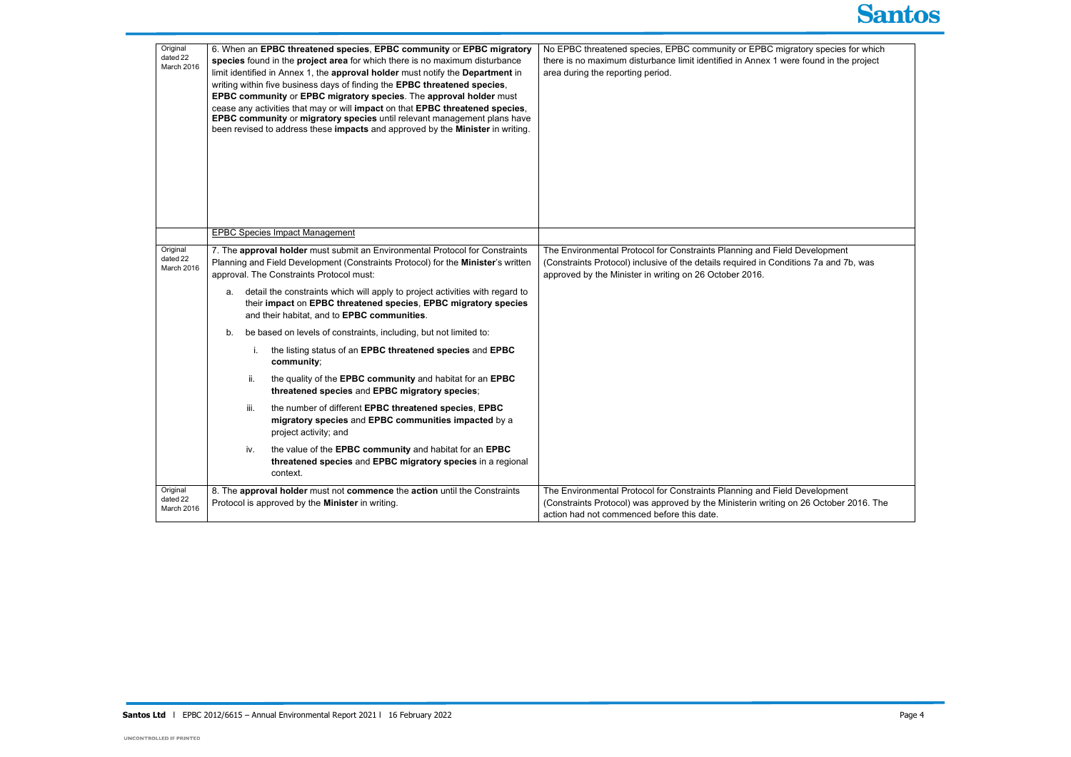| | | |
|---|---|---|
| Original dated 22 March 2016 | 6. When an **EPBC threatened species**, **EPBC community** or **EPBC migratory species** found in the **project area** for which there is no maximum disturbance limit identified in Annex 1, the **approval holder** must notify the **Department** in writing within five business days of finding the **EPBC threatened species**, **EPBC community** or **EPBC migratory species**. The **approval holder** must cease any activities that may or will **impact** on that **EPBC threatened species**, **EPBC community** or **migratory species** until relevant management plans have been revised to address these **impacts** and approved by the **Minister** in writing. | No EPBC threatened species, EPBC community or EPBC migratory species for which there is no maximum disturbance limit identified in Annex 1 were found in the project area during the reporting period. |
| | EPBC Species Impact Management | |
| Original dated 22 March 2016 | 7. The **approval holder** must submit an Environmental Protocol for Constraints Planning and Field Development (Constraints Protocol) for the **Minister**'s written approval. The Constraints Protocol must:<br><br>a. detail the constraints which will apply to project activities with regard to their **impact** on **EPBC threatened species**, **EPBC migratory species** and their habitat, and to **EPBC communities**.<br><br>b. be based on levels of constraints, including, but not limited to:<br><br>i. the listing status of an **EPBC threatened species** and **EPBC community**;<br><br>ii. the quality of the **EPBC community** and habitat for an **EPBC threatened species** and **EPBC migratory species**;<br><br>iii. the number of different **EPBC threatened species**, **EPBC migratory species** and **EPBC communities impacted** by a project activity; and<br><br>iv. the value of the **EPBC community** and habitat for an **EPBC threatened species** and **EPBC migratory species** in a regional context. | The Environmental Protocol for Constraints Planning and Field Development (Constraints Protocol) inclusive of the details required in Conditions 7a and 7b, was approved by the Minister in writing on 26 October 2016. |
| Original dated 22 March 2016 | 8. The **approval holder** must not **commence** the **action** until the Constraints Protocol is approved by the **Minister** in writing. | The Environmental Protocol for Constraints Planning and Field Development (Constraints Protocol) was approved by the Ministerin writing on 26 October 2016. The action had not commenced before this date. |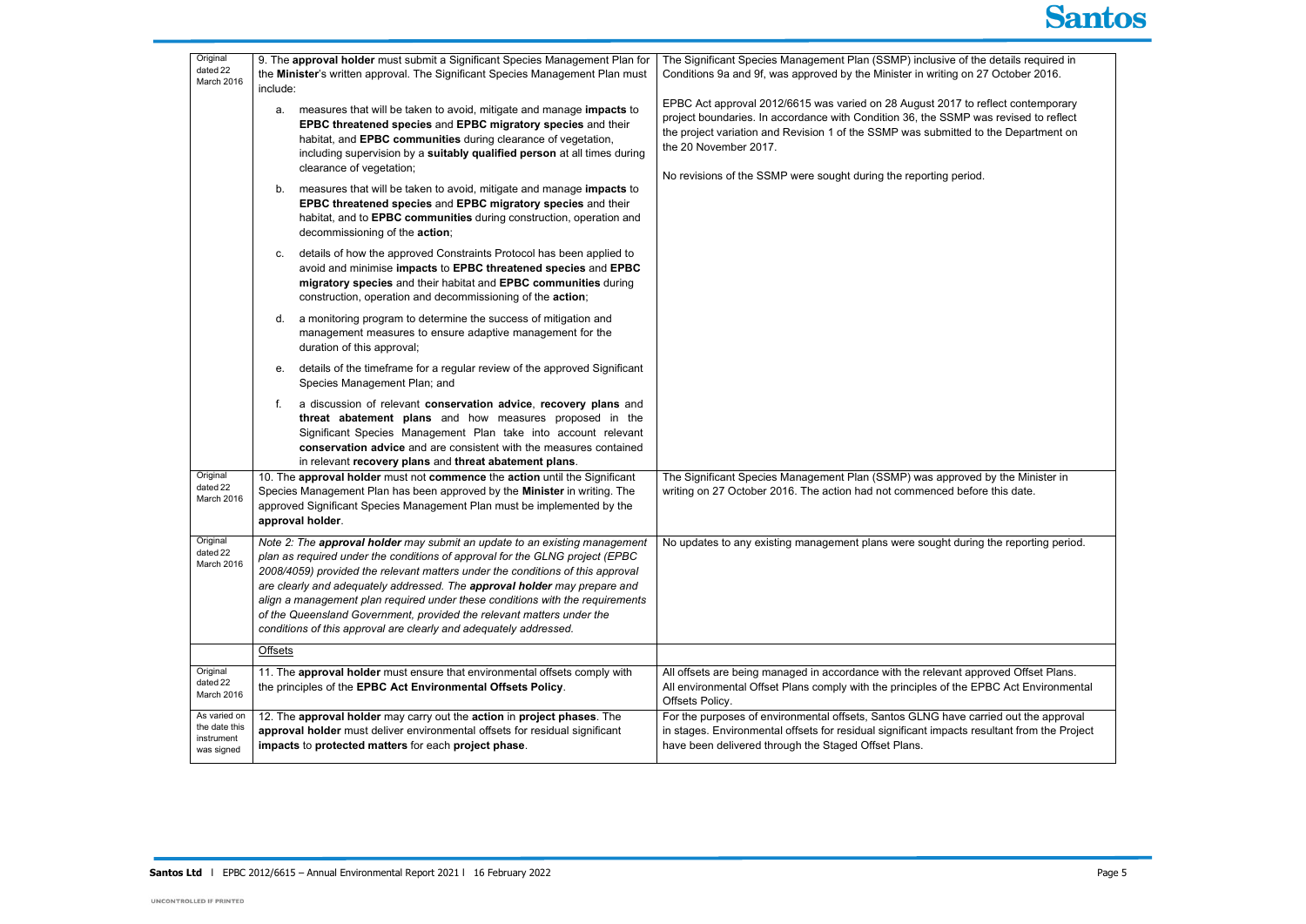| | | |
|---|---|---|
| Original dated 22 March 2016 | 9. The **approval holder** must submit a Significant Species Management Plan for the **Minister**'s written approval. The Significant Species Management Plan must include:<br>a. measures that will be taken to avoid, mitigate and manage **impacts** to **EPBC threatened species** and **EPBC migratory species** and their habitat, and **EPBC communities** during clearance of vegetation, including supervision by a **suitably qualified person** at all times during clearance of vegetation;<br>b. measures that will be taken to avoid, mitigate and manage **impacts** to **EPBC threatened species** and **EPBC migratory species** and their habitat, and to **EPBC communities** during construction, operation and decommissioning of the **action**;<br>c. details of how the approved Constraints Protocol has been applied to avoid and minimise **impacts** to **EPBC threatened species** and **EPBC migratory species** and their habitat and **EPBC communities** during construction, operation and decommissioning of the **action**;<br>d. a monitoring program to determine the success of mitigation and management measures to ensure adaptive management for the duration of this approval;<br>e. details of the timeframe for a regular review of the approved Significant Species Management Plan; and<br>f. a discussion of relevant **conservation advice**, **recovery plans** and **threat abatement plans** and how measures proposed in the Significant Species Management Plan take into account relevant **conservation advice** and are consistent with the measures contained in relevant **recovery plans** and **threat abatement plans**. | The Significant Species Management Plan (SSMP) inclusive of the details required in Conditions 9a and 9f, was approved by the Minister in writing on 27 October 2016.<br><br>EPBC Act approval 2012/6615 was varied on 28 August 2017 to reflect contemporary project boundaries. In accordance with Condition 36, the SSMP was revised to reflect the project variation and Revision 1 of the SSMP was submitted to the Department on the 20 November 2017.<br><br>No revisions of the SSMP were sought during the reporting period. |
| Original dated 22 March 2016 | 10. The **approval holder** must not **commence** the **action** until the Significant Species Management Plan has been approved by the **Minister** in writing. The approved Significant Species Management Plan must be implemented by the **approval holder**. | The Significant Species Management Plan (SSMP) was approved by the Minister in writing on 27 October 2016. The action had not commenced before this date. |
| Original dated 22 March 2016 | *Note 2: The **approval holder** may submit an update to an existing management plan as required under the conditions of approval for the GLNG project (EPBC 2008/4059) provided the relevant matters under the conditions of this approval are clearly and adequately addressed. The **approval holder** may prepare and align a management plan required under these conditions with the requirements of the Queensland Government, provided the relevant matters under the conditions of this approval are clearly and adequately addressed.* | No updates to any existing management plans were sought during the reporting period. |
| | Offsets | |
| Original dated 22 March 2016 | 11. The **approval holder** must ensure that environmental offsets comply with the principles of the **EPBC Act Environmental Offsets Policy**. | All offsets are being managed in accordance with the relevant approved Offset Plans. All environmental Offset Plans comply with the principles of the EPBC Act Environmental Offsets Policy. |
| As varied on the date this instrument was signed | 12. The **approval holder** may carry out the **action** in **project phases**. The **approval holder** must deliver environmental offsets for residual significant **impacts** to **protected matters** for each **project phase**. | For the purposes of environmental offsets, Santos GLNG have carried out the approval in stages. Environmental offsets for residual significant impacts resultant from the Project have been delivered through the Staged Offset Plans. |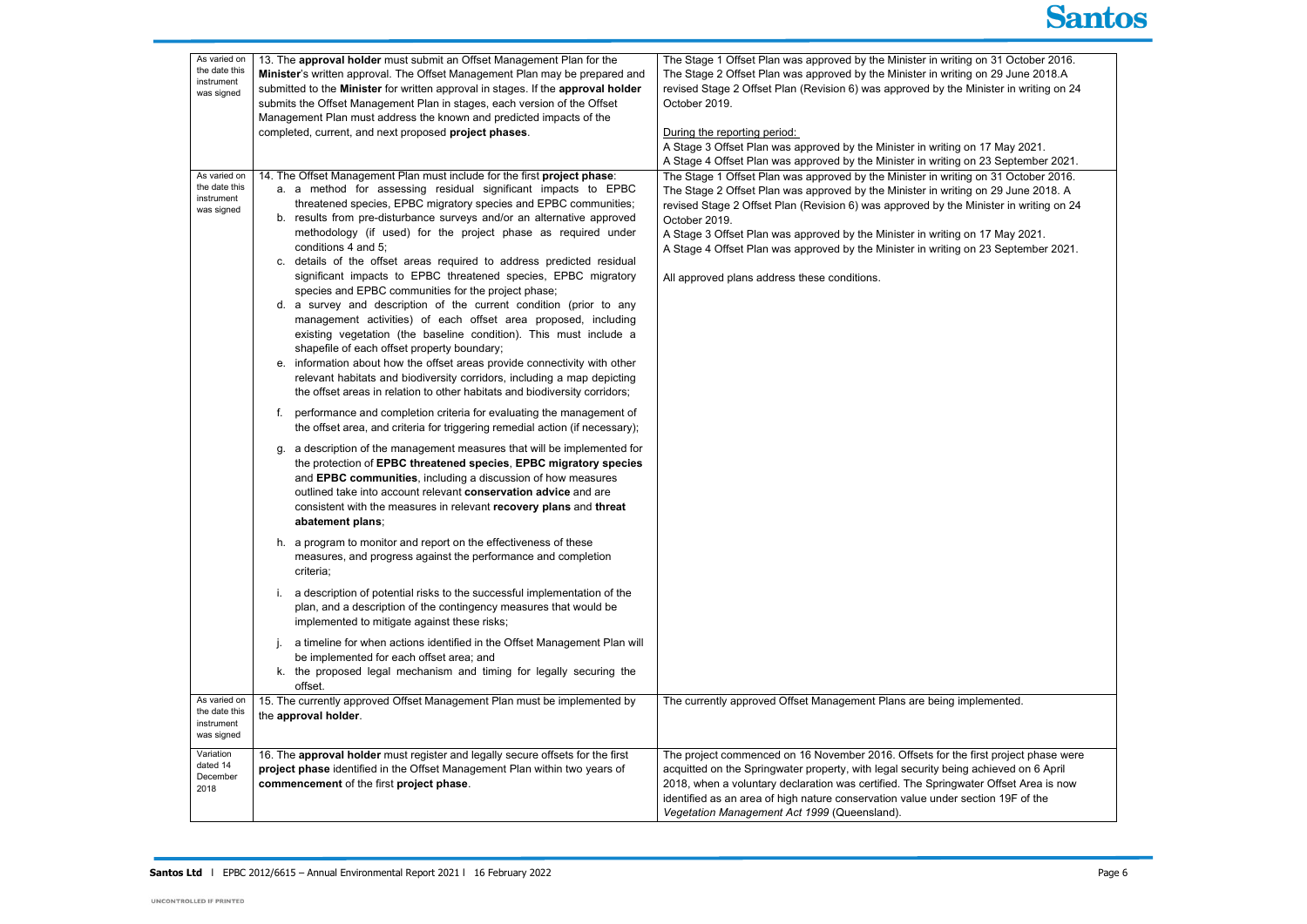| | | |
|---|---|---|
| As varied on the date this instrument was signed | 13. The **approval holder** must submit an Offset Management Plan for the **Minister**'s written approval. The Offset Management Plan may be prepared and submitted to the **Minister** for written approval in stages. If the **approval holder** submits the Offset Management Plan in stages, each version of the Offset Management Plan must address the known and predicted impacts of the completed, current, and next proposed **project phases**. | The Stage 1 Offset Plan was approved by the Minister in writing on 31 October 2016. The Stage 2 Offset Plan was approved by the Minister in writing on 29 June 2018.A revised Stage 2 Offset Plan (Revision 6) was approved by the Minister in writing on 24 October 2019.<br><br>During the reporting period:<br>A Stage 3 Offset Plan was approved by the Minister in writing on 17 May 2021.<br>A Stage 4 Offset Plan was approved by the Minister in writing on 23 September 2021. |
| As varied on the date this instrument was signed | 14. The Offset Management Plan must include for the first **project phase**:<br>a. a method for assessing residual significant impacts to EPBC threatened species, EPBC migratory species and EPBC communities;<br>b. results from pre-disturbance surveys and/or an alternative approved methodology (if used) for the project phase as required under conditions 4 and 5;<br>c. details of the offset areas required to address predicted residual significant impacts to EPBC threatened species, EPBC migratory species and EPBC communities for the project phase;<br>d. a survey and description of the current condition (prior to any management activities) of each offset area proposed, including existing vegetation (the baseline condition). This must include a shapefile of each offset property boundary;<br>e. information about how the offset areas provide connectivity with other relevant habitats and biodiversity corridors, including a map depicting the offset areas in relation to other habitats and biodiversity corridors;<br>f. performance and completion criteria for evaluating the management of the offset area, and criteria for triggering remedial action (if necessary);<br>g. a description of the management measures that will be implemented for the protection of **EPBC threatened species**, **EPBC migratory species** and **EPBC communities**, including a discussion of how measures outlined take into account relevant **conservation advice** and are consistent with the measures in relevant **recovery plans** and **threat abatement plans**;<br>h. a program to monitor and report on the effectiveness of these measures, and progress against the performance and completion criteria;<br>i. a description of potential risks to the successful implementation of the plan, and a description of the contingency measures that would be implemented to mitigate against these risks;<br>j. a timeline for when actions identified in the Offset Management Plan will be implemented for each offset area; and<br>k. the proposed legal mechanism and timing for legally securing the offset. | The Stage 1 Offset Plan was approved by the Minister in writing on 31 October 2016. The Stage 2 Offset Plan was approved by the Minister in writing on 29 June 2018. A revised Stage 2 Offset Plan (Revision 6) was approved by the Minister in writing on 24 October 2019.<br>A Stage 3 Offset Plan was approved by the Minister in writing on 17 May 2021.<br>A Stage 4 Offset Plan was approved by the Minister in writing on 23 September 2021.<br><br>All approved plans address these conditions. |
| As varied on the date this instrument was signed | 15. The currently approved Offset Management Plan must be implemented by the **approval holder**. | The currently approved Offset Management Plans are being implemented. |
| Variation dated 14 December 2018 | 16. The **approval holder** must register and legally secure offsets for the first **project phase** identified in the Offset Management Plan within two years of **commencement** of the first **project phase**. | The project commenced on 16 November 2016. Offsets for the first project phase were acquitted on the Springwater property, with legal security being achieved on 6 April 2018, when a voluntary declaration was certified. The Springwater Offset Area is now identified as an area of high nature conservation value under section 19F of the *Vegetation Management Act 1999* (Queensland). |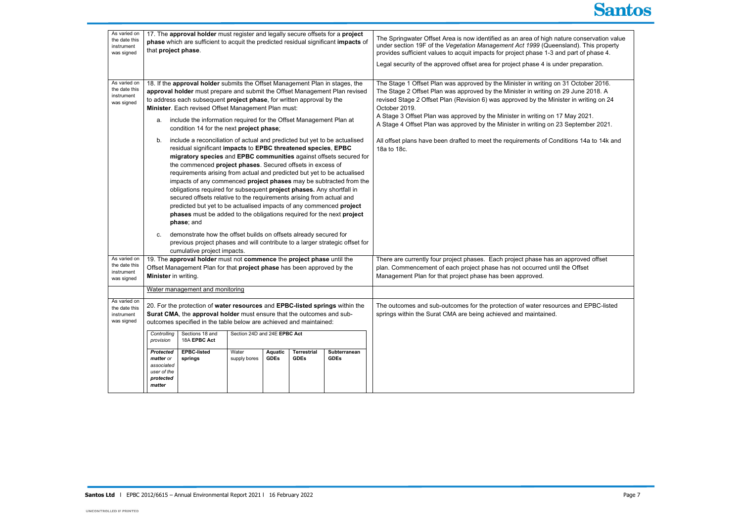| | | |
|---|---|---|
| As varied on the date this instrument was signed | 17. The **approval holder** must register and legally secure offsets for a **project phase** which are sufficient to acquit the predicted residual significant **impacts** of that **project phase**. | The Springwater Offset Area is now identified as an area of high nature conservation value under section 19F of the *Vegetation Management Act 1999* (Queensland). This property provides sufficient values to acquit impacts for project phase 1-3 and part of phase 4.<br><br>Legal security of the approved offset area for project phase 4 is under preparation. |
| As varied on the date this instrument was signed | 18. If the **approval holder** submits the Offset Management Plan in stages, the **approval holder** must prepare and submit the Offset Management Plan revised to address each subsequent **project phase**, for written approval by the **Minister**. Each revised Offset Management Plan must:<br><br>a. include the information required for the Offset Management Plan at condition 14 for the next **project phase**;<br><br>b. include a reconciliation of actual and predicted but yet to be actualised residual significant **impacts** to **EPBC threatened species**, **EPBC migratory species** and **EPBC communities** against offsets secured for the commenced **project phases**. Secured offsets in excess of requirements arising from actual and predicted but yet to be actualised impacts of any commenced **project phases** may be subtracted from the obligations required for subsequent **project phases.** Any shortfall in secured offsets relative to the requirements arising from actual and predicted but yet to be actualised impacts of any commenced **project phases** must be added to the obligations required for the next **project phase**; and<br><br>c. demonstrate how the offset builds on offsets already secured for previous project phases and will contribute to a larger strategic offset for cumulative project impacts. | The Stage 1 Offset Plan was approved by the Minister in writing on 31 October 2016. The Stage 2 Offset Plan was approved by the Minister in writing on 29 June 2018. A revised Stage 2 Offset Plan (Revision 6) was approved by the Minister in writing on 24 October 2019.<br><br>A Stage 3 Offset Plan was approved by the Minister in writing on 17 May 2021.<br>A Stage 4 Offset Plan was approved by the Minister in writing on 23 September 2021.<br><br>All offset plans have been drafted to meet the requirements of Conditions 14a to 14k and 18a to 18c. |
| As varied on the date this instrument was signed | 19. The **approval holder** must not **commence** the **project phase** until the Offset Management Plan for that **project phase** has been approved by the **Minister** in writing. | There are currently four project phases. Each project phase has an approved offset plan. Commencement of each project phase has not occurred until the Offset Management Plan for that project phase has been approved. |
| | <u>Water management and monitoring</u> | |
| As varied on the date this instrument was signed | 20. For the protection of **water resources** and **EPBC-listed springs** within the **Surat CMA**, the **approval holder** must ensure that the outcomes and sub-outcomes specified in the table below are achieved and maintained:<br><br>*Controlling provision*: Sections 18 and 18A **EPBC Act** (EPBC-listed springs); Section 24D and 24E **EPBC Act** (Water supply bores, Aquatic GDEs, Terrestrial GDEs, Subterranean GDEs)<br><br>***Protected matter** or associated user of the **protected matter***: **EPBC-listed springs** \| Water supply bores \| **Aquatic GDEs** \| **Terrestrial GDEs** \| **Subterranean GDEs** | The outcomes and sub-outcomes for the protection of water resources and EPBC-listed springs within the Surat CMA are being achieved and maintained. |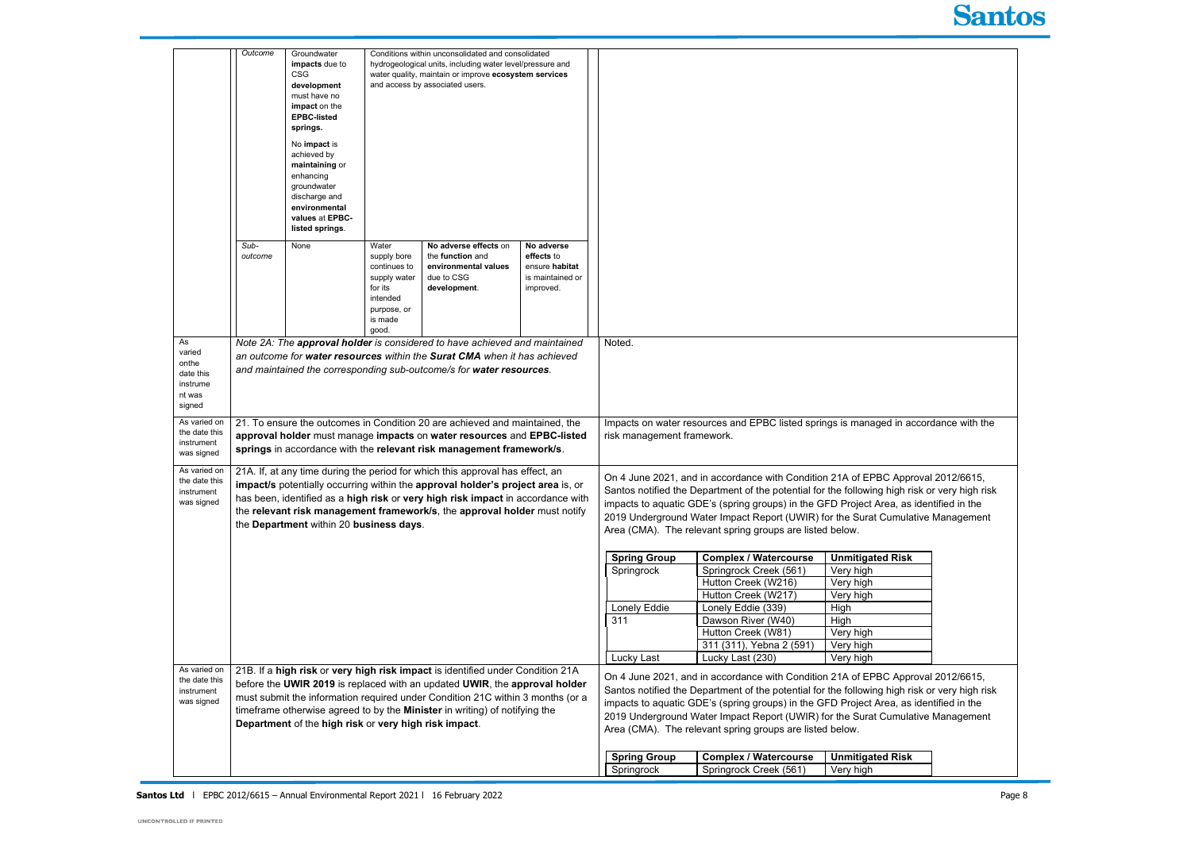| | | | | | | | |
|---|---|---|---|---|---|---|---|
| | *Outcome* | Groundwater **impacts** due to CSG **development** must have no **impact** on the **EPBC-listed springs.** <br><br> No **impact** is achieved by **maintaining** or enhancing groundwater discharge and **environmental values** at **EPBC-listed springs**. | Conditions within unconsolidated and consolidated hydrogeological units, including water level/pressure and water quality, maintain or improve **ecosystem services** and access by associated users. | | | | |
| | *Sub-outcome* | None | Water supply bore continues to supply water for its intended purpose, or is made good. | **No adverse effects** on the **function** and **environmental values** due to CSG **development**. | **No adverse effects** to ensure **habitat** is maintained or improved. | | |
| As varied onthe date this instrument was signed | *Note 2A: The **approval holder** is considered to have achieved and maintained an outcome for **water resources within the Surat CMA** when it has achieved and maintained the corresponding sub-outcome/s for **water resources**.* | | | | | | Noted. |
| As varied on the date this instrument was signed | 21. To ensure the outcomes in Condition 20 are achieved and maintained, the **approval holder** must manage **impacts** on **water resources** and **EPBC-listed springs** in accordance with the **relevant risk management framework/s**. | | | | | | Impacts on water resources and EPBC listed springs is managed in accordance with the risk management framework. |
| As varied on the date this instrument was signed | 21A. If, at any time during the period for which this approval has effect, an **impact/s** potentially occurring within the **approval holder's project area** is, or has been, identified as a **high risk** or **very high risk impact** in accordance with the **relevant risk management framework/s**, the **approval holder** must notify the **Department** within 20 **business days**. | | | | | | On 4 June 2021, and in accordance with Condition 21A of EPBC Approval 2012/6615, Santos notified the Department of the potential for the following high risk or very high risk impacts to aquatic GDE's (spring groups) in the GFD Project Area, as identified in the 2019 Underground Water Impact Report (UWIR) for the Surat Cumulative Management Area (CMA). The relevant spring groups are listed below. (see table below) |
| As varied on the date this instrument was signed | 21B. If a **high risk** or **very high risk impact** is identified under Condition 21A before the **UWIR 2019** is replaced with an updated **UWIR**, the **approval holder** must submit the information required under Condition 21C within 3 months (or a timeframe otherwise agreed to by the **Minister** in writing) of notifying the **Department** of the **high risk** or **very high risk impact**. | | | | | | On 4 June 2021, and in accordance with Condition 21A of EPBC Approval 2012/6615, Santos notified the Department of the potential for the following high risk or very high risk impacts to aquatic GDE's (spring groups) in the GFD Project Area, as identified in the 2019 Underground Water Impact Report (UWIR) for the Surat Cumulative Management Area (CMA). The relevant spring groups are listed below. (see table below) |

Spring groups listed under Condition 21A:

| Spring Group | Complex / Watercourse | Unmitigated Risk |
|---|---|---|
| Springrock | Springrock Creek (561) | Very high |
| | Hutton Creek (W216) | Very high |
| | Hutton Creek (W217) | Very high |
| Lonely Eddie | Lonely Eddie (339) | High |
| 311 | Dawson River (W40) | High |
| | Hutton Creek (W81) | Very high |
| | 311 (311), Yebna 2 (591) | Very high |
| Lucky Last | Lucky Last (230) | Very high |

Spring groups listed under Condition 21B:

| Spring Group | Complex / Watercourse | Unmitigated Risk |
|---|---|---|
| Springrock | Springrock Creek (561) | Very high |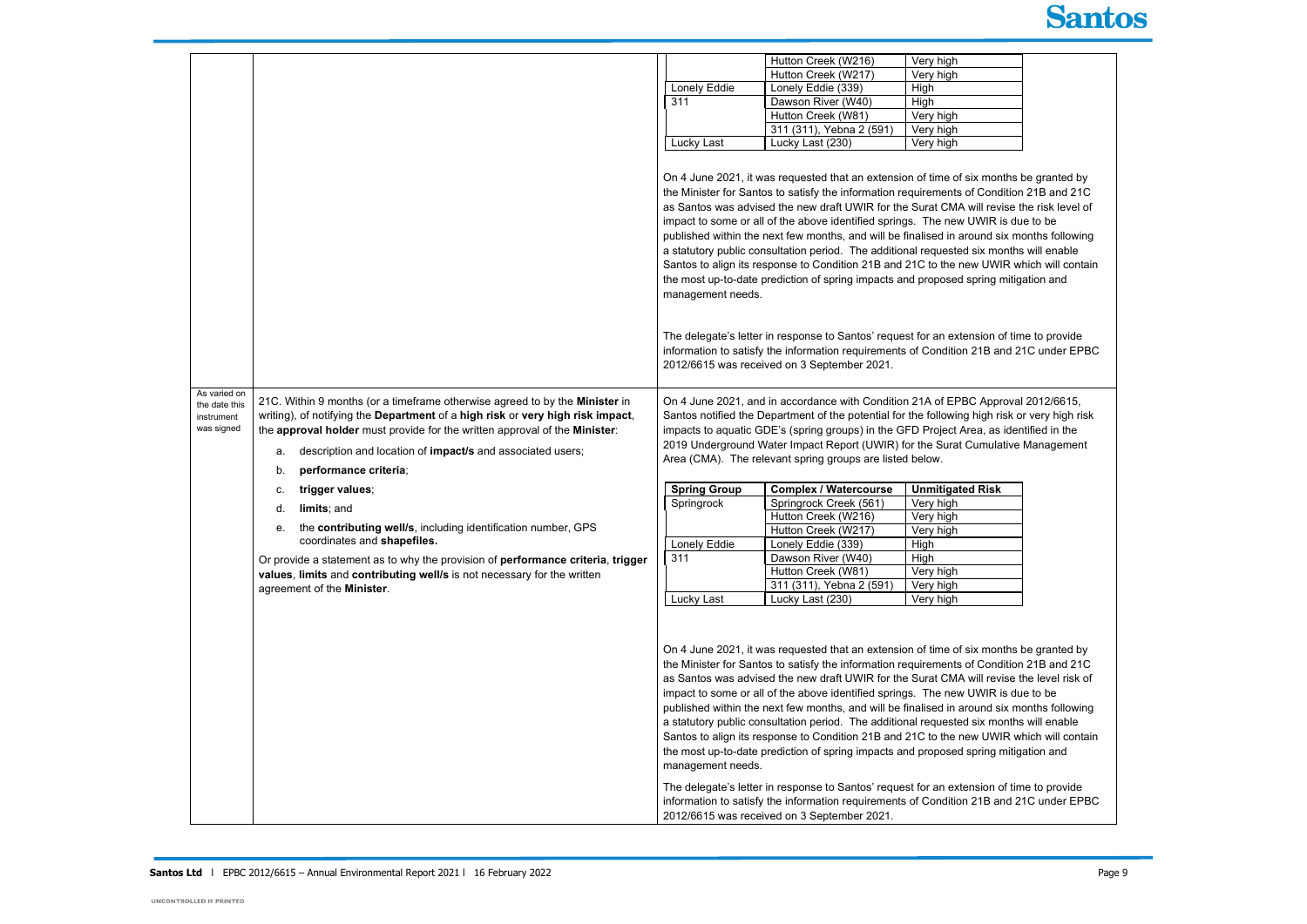| | | |
|---|---|---|
| | | | | Hutton Creek (W216) | Very high |<br>| | Hutton Creek (W217) | Very high |<br>| Lonely Eddie | Lonely Eddie (339) | High |<br>| 311 | Dawson River (W40) | High |<br>| | Hutton Creek (W81) | Very high |<br>| | 311 (311), Yebna 2 (591) | Very high |<br>| Lucky Last | Lucky Last (230) | Very high |<br><br>On 4 June 2021, it was requested that an extension of time of six months be granted by the Minister for Santos to satisfy the information requirements of Condition 21B and 21C as Santos was advised the new draft UWIR for the Surat CMA will revise the risk level of impact to some or all of the above identified springs. The new UWIR is due to be published within the next few months, and will be finalised in around six months following a statutory public consultation period. The additional requested six months will enable Santos to align its response to Condition 21B and 21C to the new UWIR which will contain the most up-to-date prediction of spring impacts and proposed spring mitigation and management needs.<br><br>The delegate's letter in response to Santos' request for an extension of time to provide information to satisfy the information requirements of Condition 21B and 21C under EPBC 2012/6615 was received on 3 September 2021. |
| As varied on the date this instrument was signed | 21C. Within 9 months (or a timeframe otherwise agreed to by the **Minister** in writing), of notifying the **Department** of a **high risk** or **very high risk impact**, the **approval holder** must provide for the written approval of the **Minister**:<br><br>a. description and location of **impact/s** and associated users;<br>b. **performance criteria**;<br>c. **trigger values**;<br>d. **limits**; and<br>e. the **contributing well/s**, including identification number, GPS coordinates and **shapefiles.**<br><br>Or provide a statement as to why the provision of **performance criteria**, **trigger values**, **limits** and **contributing well/s** is not necessary for the written agreement of the **Minister**. | On 4 June 2021, and in accordance with Condition 21A of EPBC Approval 2012/6615, Santos notified the Department of the potential for the following high risk or very high risk impacts to aquatic GDE's (spring groups) in the GFD Project Area, as identified in the 2019 Underground Water Impact Report (UWIR) for the Surat Cumulative Management Area (CMA). The relevant spring groups are listed below.<br><br>| **Spring Group** | **Complex / Watercourse** | **Unmitigated Risk** |<br>| Springrock | Springrock Creek (561) | Very high |<br>| | Hutton Creek (W216) | Very high |<br>| | Hutton Creek (W217) | Very high |<br>| Lonely Eddie | Lonely Eddie (339) | High |<br>| 311 | Dawson River (W40) | High |<br>| | Hutton Creek (W81) | Very high |<br>| | 311 (311), Yebna 2 (591) | Very high |<br>| Lucky Last | Lucky Last (230) | Very high |<br><br>On 4 June 2021, it was requested that an extension of time of six months be granted by the Minister for Santos to satisfy the information requirements of Condition 21B and 21C as Santos was advised the new draft UWIR for the Surat CMA will revise the level risk of impact to some or all of the above identified springs. The new UWIR is due to be published within the next few months, and will be finalised in around six months following a statutory public consultation period. The additional requested six months will enable Santos to align its response to Condition 21B and 21C to the new UWIR which will contain the most up-to-date prediction of spring impacts and proposed spring mitigation and management needs.<br><br>The delegate's letter in response to Santos' request for an extension of time to provide information to satisfy the information requirements of Condition 21B and 21C under EPBC 2012/6615 was received on 3 September 2021. |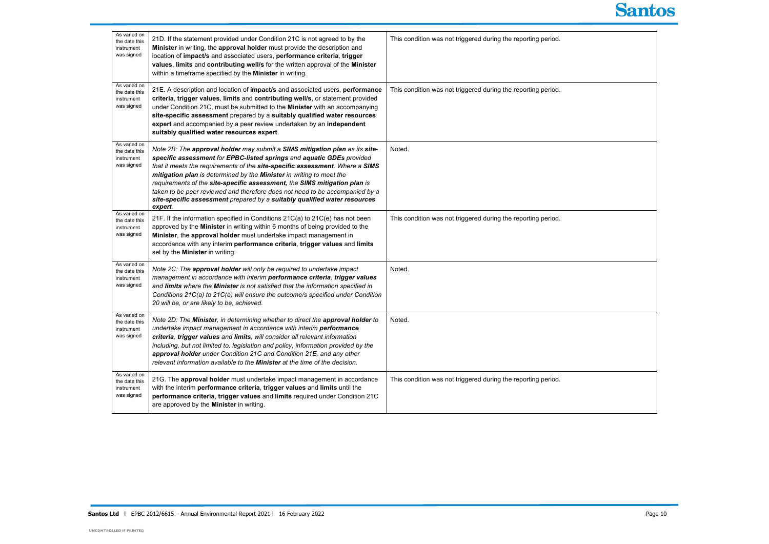| | | |
|---|---|---|
| As varied on the date this instrument was signed | 21D. If the statement provided under Condition 21C is not agreed to by the **Minister** in writing, the **approval holder** must provide the description and location of **impact/s** and associated users, **performance criteria**, **trigger values**, **limits** and **contributing well/s** for the written approval of the **Minister** within a timeframe specified by the **Minister** in writing. | This condition was not triggered during the reporting period. |
| As varied on the date this instrument was signed | 21E. A description and location of **impact/s** and associated users, **performance criteria**, **trigger values**, **limits** and **contributing well/s**, or statement provided under Condition 21C, must be submitted to the **Minister** with an accompanying **site-specific assessment** prepared by a **suitably qualified water resources expert** and accompanied by a peer review undertaken by an **independent suitably qualified water resources expert**. | This condition was not triggered during the reporting period. |
| As varied on the date this instrument was signed | *Note 2B: The **approval holder** may submit a **SIMS mitigation plan** as its **site-specific assessment** for **EPBC-listed springs** and **aquatic GDEs** provided that it meets the requirements of the **site-specific assessment**. Where a **SIMS mitigation plan** is determined by the **Minister** in writing to meet the requirements of the **site-specific assessment,** the **SIMS mitigation plan** is taken to be peer reviewed and therefore does not need to be accompanied by a **site-specific assessment** prepared by a **suitably qualified water resources expert**.* | Noted. |
| As varied on the date this instrument was signed | 21F. If the information specified in Conditions 21C(a) to 21C(e) has not been approved by the **Minister** in writing within 6 months of being provided to the **Minister**, the **approval holder** must undertake impact management in accordance with any interim **performance criteria**, **trigger values** and **limits** set by the **Minister** in writing. | This condition was not triggered during the reporting period. |
| As varied on the date this instrument was signed | *Note 2C: The **approval holder** will only be required to undertake impact management in accordance with interim **performance criteria**, **trigger values** and **limits** where the **Minister** is not satisfied that the information specified in Conditions 21C(a) to 21C(e) will ensure the outcome/s specified under Condition 20 will be, or are likely to be, achieved.* | Noted. |
| As varied on the date this instrument was signed | *Note 2D: The **Minister**, in determining whether to direct the **approval holder** to undertake impact management in accordance with interim **performance criteria**, **trigger values** and **limits**, will consider all relevant information including, but not limited to, legislation and policy, information provided by the **approval holder** under Condition 21C and Condition 21E, and any other relevant information available to the **Minister** at the time of the decision.* | Noted. |
| As varied on the date this instrument was signed | 21G. The **approval holder** must undertake impact management in accordance with the interim **performance criteria**, **trigger values** and **limits** until the **performance criteria**, **trigger values** and **limits** required under Condition 21C are approved by the **Minister** in writing. | This condition was not triggered during the reporting period. |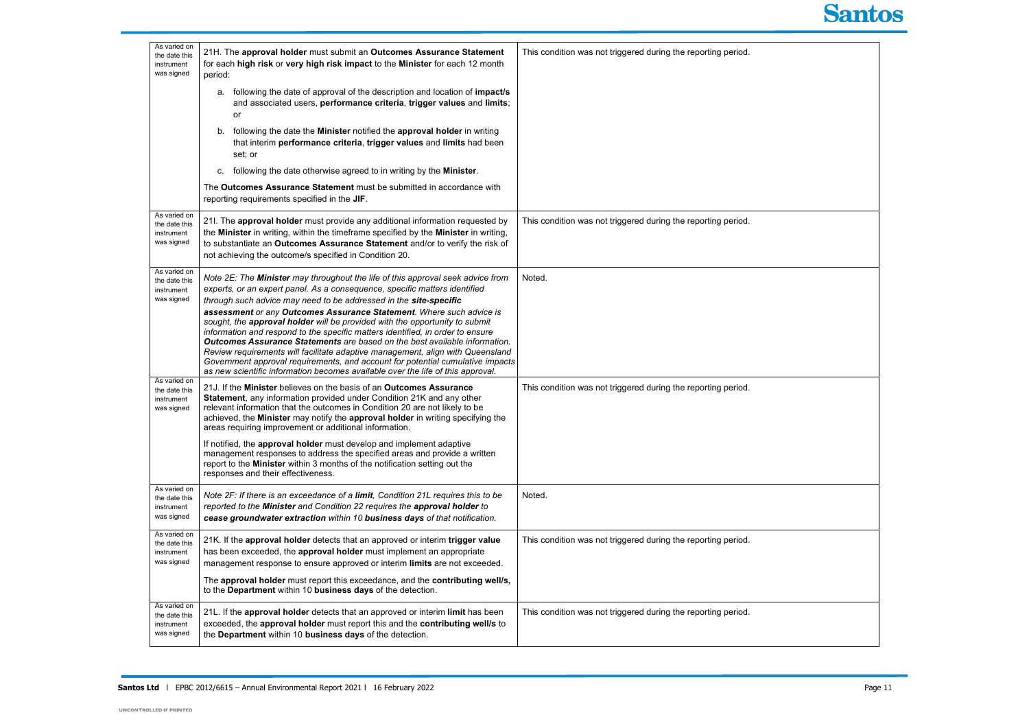| | | |
|---|---|---|
| As varied on the date this instrument was signed | 21H. The **approval holder** must submit an **Outcomes Assurance Statement** for each **high risk** or **very high risk impact** to the **Minister** for each 12 month period:<br><br>a. following the date of approval of the description and location of **impact/s** and associated users, **performance criteria**, **trigger values** and **limits**; or<br><br>b. following the date the **Minister** notified the **approval holder** in writing that interim **performance criteria**, **trigger values** and **limits** had been set; or<br><br>c. following the date otherwise agreed to in writing by the **Minister**.<br><br>The **Outcomes Assurance Statement** must be submitted in accordance with reporting requirements specified in the **JIF**. | This condition was not triggered during the reporting period. |
| As varied on the date this instrument was signed | 21I. The **approval holder** must provide any additional information requested by the **Minister** in writing, within the timeframe specified by the **Minister** in writing, to substantiate an **Outcomes Assurance Statement** and/or to verify the risk of not achieving the outcome/s specified in Condition 20. | This condition was not triggered during the reporting period. |
| As varied on the date this instrument was signed | *Note 2E: The **Minister** may throughout the life of this approval seek advice from experts, or an expert panel. As a consequence, specific matters identified through such advice may need to be addressed in the **site-specific assessment** or any **Outcomes Assurance Statement**. Where such advice is sought, the **approval holder** will be provided with the opportunity to submit information and respond to the specific matters identified, in order to ensure **Outcomes Assurance Statements** are based on the best available information. Review requirements will facilitate adaptive management, align with Queensland Government approval requirements, and account for potential cumulative impacts as new scientific information becomes available over the life of this approval.* | Noted. |
| As varied on the date this instrument was signed | 21J. If the **Minister** believes on the basis of an **Outcomes Assurance Statement**, any information provided under Condition 21K and any other relevant information that the outcomes in Condition 20 are not likely to be achieved, the **Minister** may notify the **approval holder** in writing specifying the areas requiring improvement or additional information.<br><br>If notified, the **approval holder** must develop and implement adaptive management responses to address the specified areas and provide a written report to the **Minister** within 3 months of the notification setting out the responses and their effectiveness. | This condition was not triggered during the reporting period. |
| As varied on the date this instrument was signed | *Note 2F: If there is an exceedance of a **limit**, Condition 21L requires this to be reported to the **Minister** and Condition 22 requires the **approval holder** to **cease groundwater extraction** within 10 **business days** of that notification.* | Noted. |
| As varied on the date this instrument was signed | 21K. If the **approval holder** detects that an approved or interim **trigger value** has been exceeded, the **approval holder** must implement an appropriate management response to ensure approved or interim **limits** are not exceeded.<br><br>The **approval holder** must report this exceedance, and the **contributing well/s,** to the **Department** within 10 **business days** of the detection. | This condition was not triggered during the reporting period. |
| As varied on the date this instrument was signed | 21L. If the **approval holder** detects that an approved or interim **limit** has been exceeded, the **approval holder** must report this and the **contributing well/s** to the **Department** within 10 **business days** of the detection. | This condition was not triggered during the reporting period. |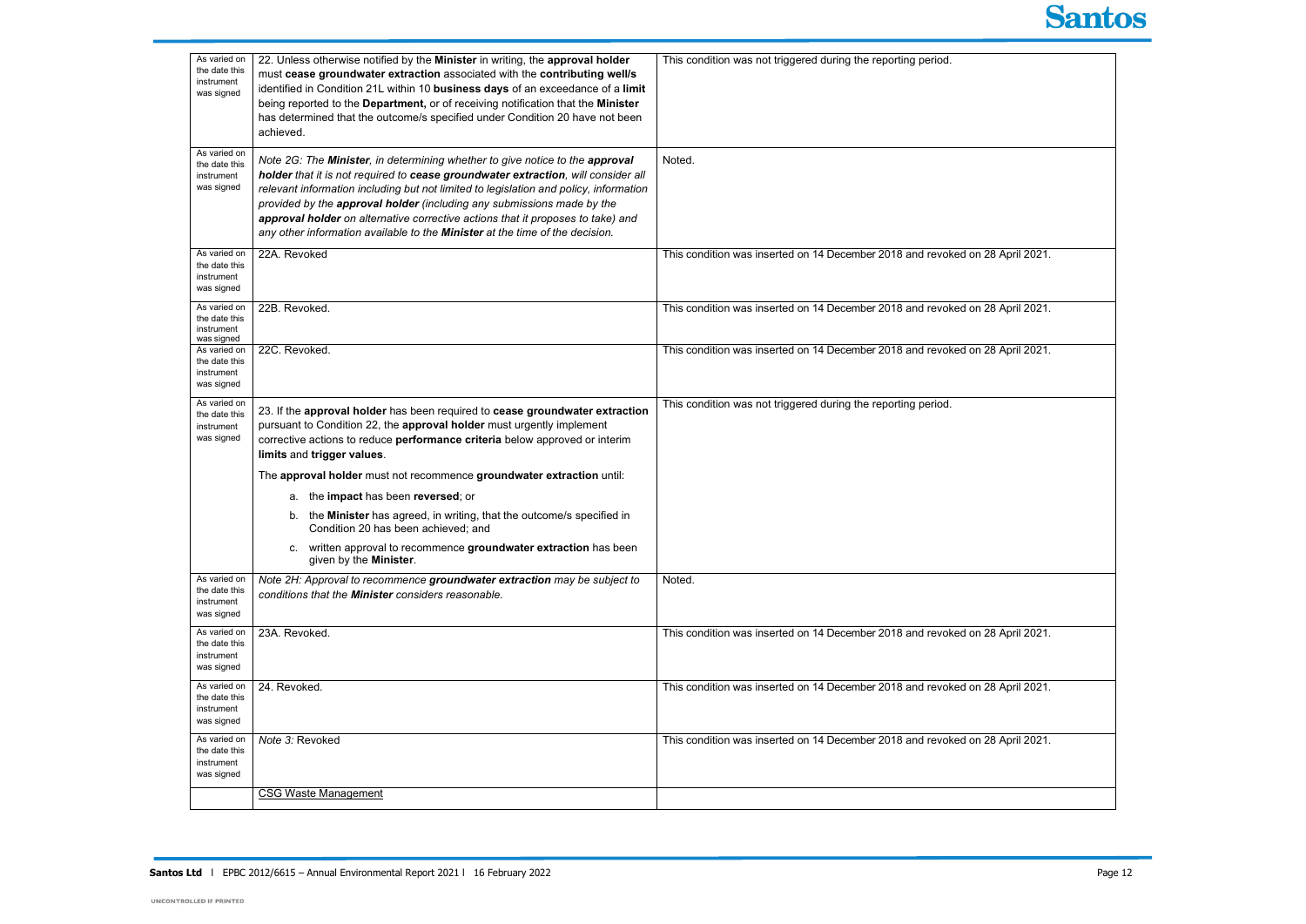| | | |
|---|---|---|
| As varied on the date this instrument was signed | 22. Unless otherwise notified by the **Minister** in writing, the **approval holder** must **cease groundwater extraction** associated with the **contributing well/s** identified in Condition 21L within 10 **business days** of an exceedance of a **limit** being reported to the **Department,** or of receiving notification that the **Minister** has determined that the outcome/s specified under Condition 20 have not been achieved. | This condition was not triggered during the reporting period. |
| As varied on the date this instrument was signed | *Note 2G: The **Minister**, in determining whether to give notice to the **approval holder** that it is not required to **cease groundwater extraction**, will consider all relevant information including but not limited to legislation and policy, information provided by the **approval holder** (including any submissions made by the **approval holder** on alternative corrective actions that it proposes to take) and any other information available to the **Minister** at the time of the decision.* | Noted. |
| As varied on the date this instrument was signed | 22A. Revoked | This condition was inserted on 14 December 2018 and revoked on 28 April 2021. |
| As varied on the date this instrument was signed | 22B. Revoked. | This condition was inserted on 14 December 2018 and revoked on 28 April 2021. |
| As varied on the date this instrument was signed | 22C. Revoked. | This condition was inserted on 14 December 2018 and revoked on 28 April 2021. |
| As varied on the date this instrument was signed | 23. If the **approval holder** has been required to **cease groundwater extraction** pursuant to Condition 22, the **approval holder** must urgently implement corrective actions to reduce **performance criteria** below approved or interim **limits** and **trigger values**.<br><br>The **approval holder** must not recommence **groundwater extraction** until:<br><br>a. the **impact** has been **reversed**; or<br>b. the **Minister** has agreed, in writing, that the outcome/s specified in Condition 20 has been achieved; and<br>c. written approval to recommence **groundwater extraction** has been given by the **Minister**. | This condition was not triggered during the reporting period. |
| As varied on the date this instrument was signed | *Note 2H: Approval to recommence **groundwater extraction** may be subject to conditions that the **Minister** considers reasonable.* | Noted. |
| As varied on the date this instrument was signed | 23A. Revoked. | This condition was inserted on 14 December 2018 and revoked on 28 April 2021. |
| As varied on the date this instrument was signed | 24. Revoked. | This condition was inserted on 14 December 2018 and revoked on 28 April 2021. |
| As varied on the date this instrument was signed | *Note 3:* Revoked | This condition was inserted on 14 December 2018 and revoked on 28 April 2021. |
| | <u>CSG Waste Management</u> | |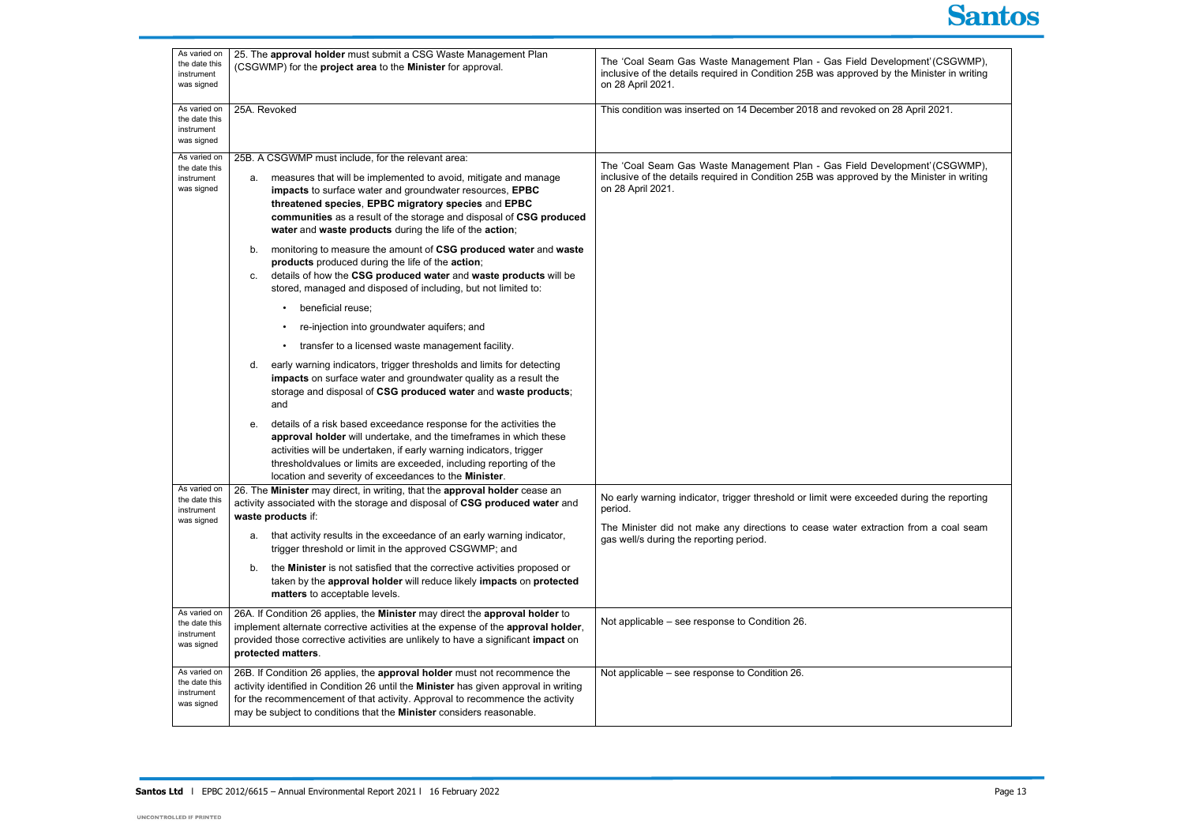| | | |
|---|---|---|
| As varied on the date this instrument was signed | 25. The **approval holder** must submit a CSG Waste Management Plan (CSGWMP) for the **project area** to the **Minister** for approval. | The 'Coal Seam Gas Waste Management Plan - Gas Field Development' (CSGWMP), inclusive of the details required in Condition 25B was approved by the Minister in writing on 28 April 2021. |
| As varied on the date this instrument was signed | 25A. Revoked | This condition was inserted on 14 December 2018 and revoked on 28 April 2021. |
| As varied on the date this instrument was signed | 25B. A CSGWMP must include, for the relevant area:<br>a. measures that will be implemented to avoid, mitigate and manage **impacts** to surface water and groundwater resources, **EPBC threatened species**, **EPBC migratory species** and **EPBC communities** as a result of the storage and disposal of **CSG produced water** and **waste products** during the life of the **action**;<br>b. monitoring to measure the amount of **CSG produced water** and **waste products** produced during the life of the **action**;<br>c. details of how the **CSG produced water** and **waste products** will be stored, managed and disposed of including, but not limited to:<br>• beneficial reuse;<br>• re-injection into groundwater aquifers; and<br>• transfer to a licensed waste management facility.<br>d. early warning indicators, trigger thresholds and limits for detecting **impacts** on surface water and groundwater quality as a result the storage and disposal of **CSG produced water** and **waste products**; and<br>e. details of a risk based exceedance response for the activities the **approval holder** will undertake, and the timeframes in which these activities will be undertaken, if early warning indicators, trigger thresholdvalues or limits are exceeded, including reporting of the location and severity of exceedances to the **Minister**. | The 'Coal Seam Gas Waste Management Plan - Gas Field Development' (CSGWMP), inclusive of the details required in Condition 25B was approved by the Minister in writing on 28 April 2021. |
| As varied on the date this instrument was signed | 26. The **Minister** may direct, in writing, that the **approval holder** cease an activity associated with the storage and disposal of **CSG produced water** and **waste products** if:<br>a. that activity results in the exceedance of an early warning indicator, trigger threshold or limit in the approved CSGWMP; and<br>b. the **Minister** is not satisfied that the corrective activities proposed or taken by the **approval holder** will reduce likely **impacts** on **protected matters** to acceptable levels. | No early warning indicator, trigger threshold or limit were exceeded during the reporting period.<br>The Minister did not make any directions to cease water extraction from a coal seam gas well/s during the reporting period. |
| As varied on the date this instrument was signed | 26A. If Condition 26 applies, the **Minister** may direct the **approval holder** to implement alternate corrective activities at the expense of the **approval holder**, provided those corrective activities are unlikely to have a significant **impact** on **protected matters**. | Not applicable – see response to Condition 26. |
| As varied on the date this instrument was signed | 26B. If Condition 26 applies, the **approval holder** must not recommence the activity identified in Condition 26 until the **Minister** has given approval in writing for the recommencement of that activity. Approval to recommence the activity may be subject to conditions that the **Minister** considers reasonable. | Not applicable – see response to Condition 26. |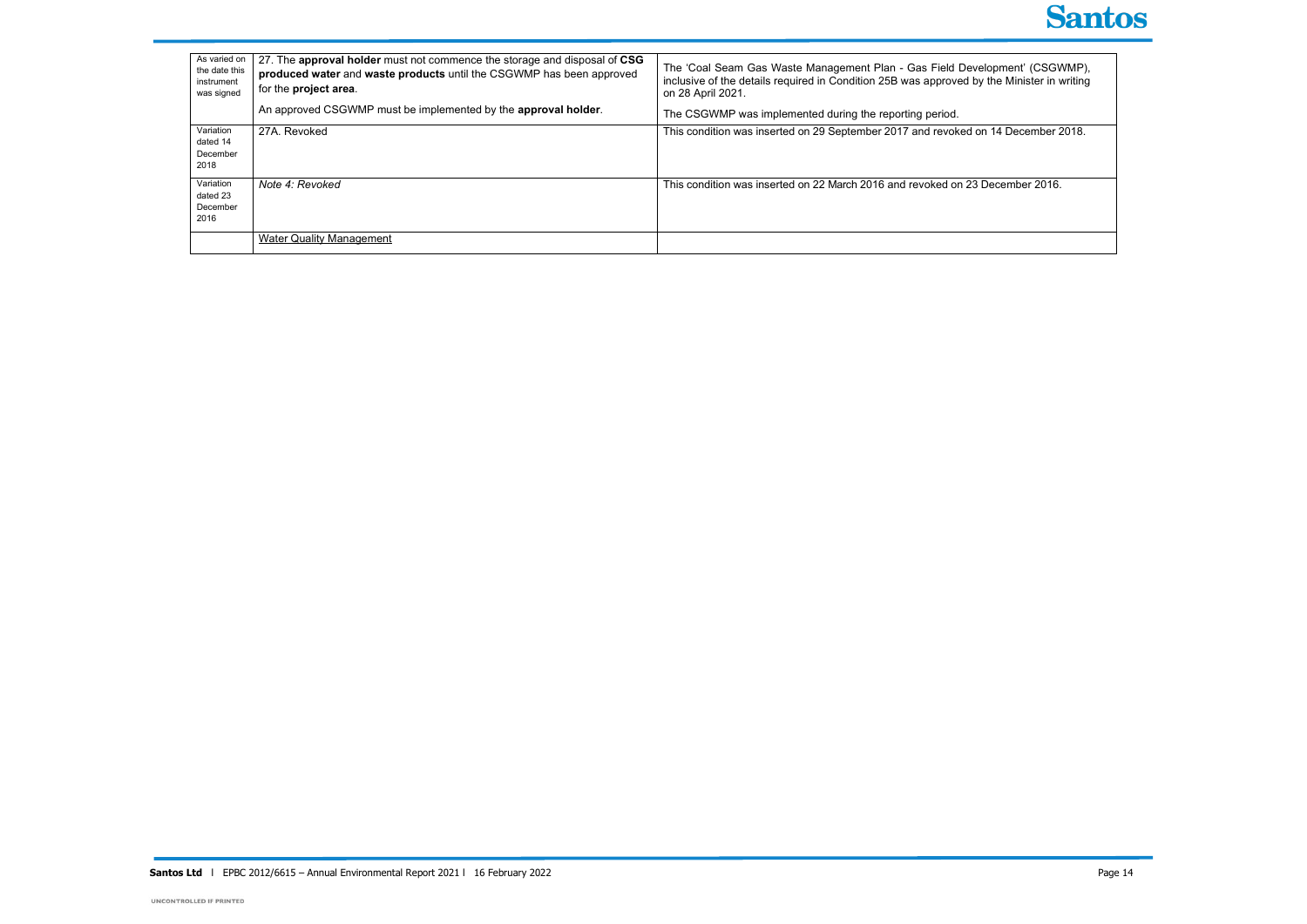| | | |
|---|---|---|
| As varied on the date this instrument was signed | 27. The **approval holder** must not commence the storage and disposal of **CSG produced water** and **waste products** until the CSGWMP has been approved for the **project area**.<br><br>An approved CSGWMP must be implemented by the **approval holder**. | The 'Coal Seam Gas Waste Management Plan - Gas Field Development' (CSGWMP), inclusive of the details required in Condition 25B was approved by the Minister in writing on 28 April 2021.<br><br>The CSGWMP was implemented during the reporting period. |
| Variation dated 14 December 2018 | 27A. Revoked | This condition was inserted on 29 September 2017 and revoked on 14 December 2018. |
| Variation dated 23 December 2016 | *Note 4: Revoked* | This condition was inserted on 22 March 2016 and revoked on 23 December 2016. |
| | Water Quality Management | |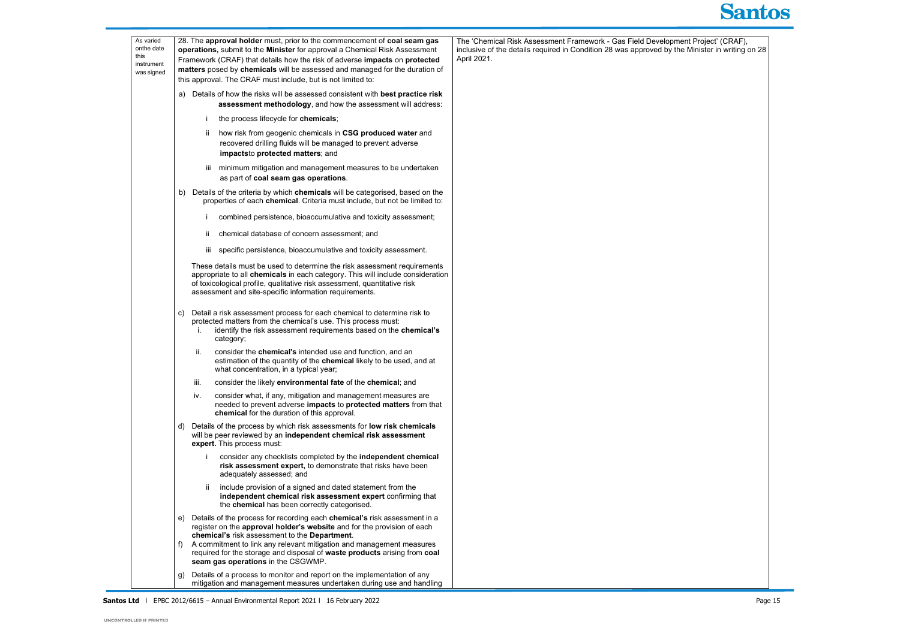| As varied onthe date this instrument was signed | 28. The **approval holder** must, prior to the commencement of **coal seam gas operations,** submit to the **Minister** for approval a Chemical Risk Assessment Framework (CRAF) that details how the risk of adverse **impacts** on **protected matters** posed by **chemicals** will be assessed and managed for the duration of this approval. The CRAF must include, but is not limited to:<br>a) Details of how the risks will be assessed consistent with **best practice risk assessment methodology**, and how the assessment will address:<br>i the process lifecycle for **chemicals**;<br>ii how risk from geogenic chemicals in **CSG produced water** and recovered drilling fluids will be managed to prevent adverse **impacts**to **protected matters**; and<br>iii minimum mitigation and management measures to be undertaken as part of **coal seam gas operations**.<br>b) Details of the criteria by which **chemicals** will be categorised, based on the properties of each **chemical**. Criteria must include, but not be limited to:<br>i combined persistence, bioaccumulative and toxicity assessment;<br>ii chemical database of concern assessment; and<br>iii specific persistence, bioaccumulative and toxicity assessment.<br>These details must be used to determine the risk assessment requirements appropriate to all **chemicals** in each category. This will include consideration of toxicological profile, qualitative risk assessment, quantitative risk assessment and site-specific information requirements.<br>c) Detail a risk assessment process for each chemical to determine risk to protected matters from the chemical's use. This process must:<br>i. identify the risk assessment requirements based on the **chemical's** category;<br>ii. consider the **chemical's** intended use and function, and an estimation of the quantity of the **chemical** likely to be used, and at what concentration, in a typical year;<br>iii. consider the likely **environmental fate** of the **chemical**; and<br>iv. consider what, if any, mitigation and management measures are needed to prevent adverse **impacts** to **protected matters** from that **chemical** for the duration of this approval.<br>d) Details of the process by which risk assessments for **low risk chemicals** will be peer reviewed by an **independent chemical risk assessment expert.** This process must:<br>i consider any checklists completed by the **independent chemical risk assessment expert,** to demonstrate that risks have been adequately assessed; and<br>ii include provision of a signed and dated statement from the **independent chemical risk assessment expert** confirming that the **chemical** has been correctly categorised.<br>e) Details of the process for recording each **chemical's** risk assessment in a register on the **approval holder's website** and for the provision of each **chemical's** risk assessment to the **Department**.<br>f) A commitment to link any relevant mitigation and management measures required for the storage and disposal of **waste products** arising from **coal seam gas operations** in the CSGWMP.<br>g) Details of a process to monitor and report on the implementation of any mitigation and management measures undertaken during use and handling | The 'Chemical Risk Assessment Framework - Gas Field Development Project' (CRAF), inclusive of the details required in Condition 28 was approved by the Minister in writing on 28 April 2021. |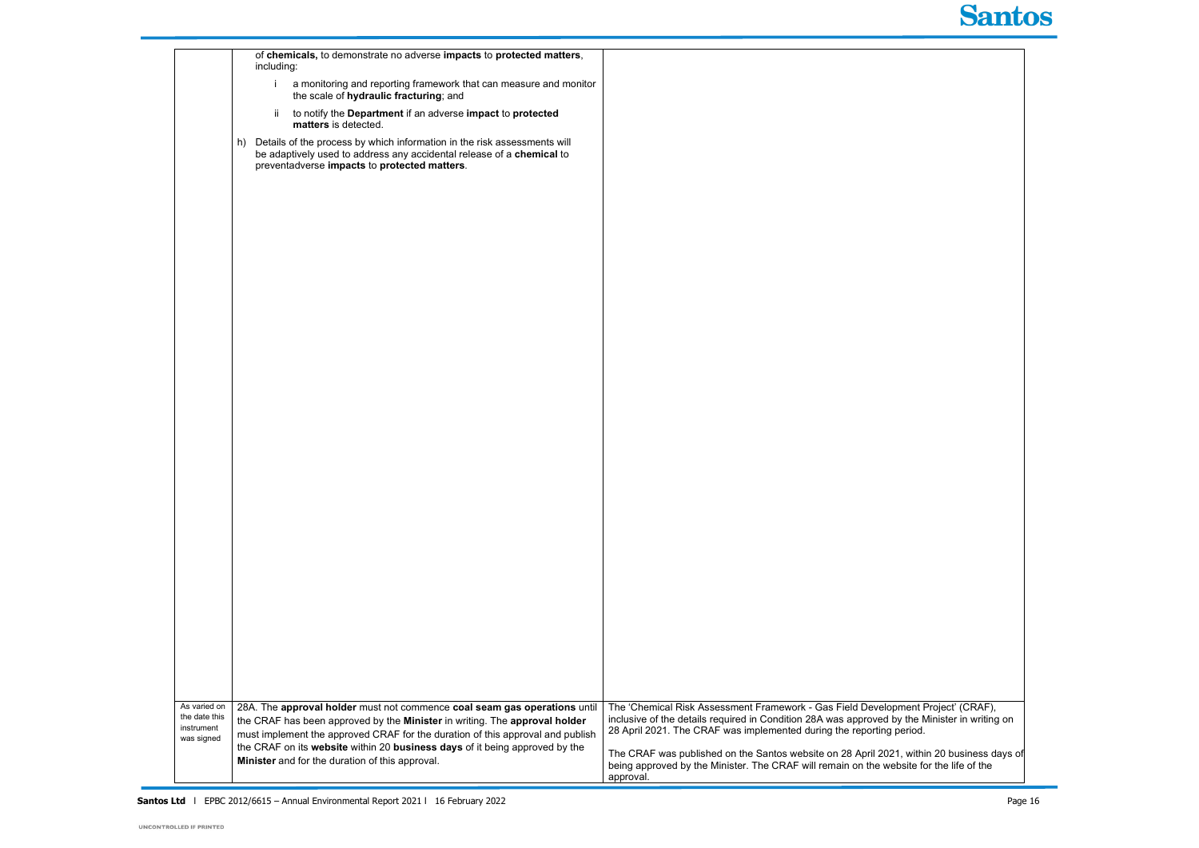| | | |
|---|---|---|
| | of **chemicals,** to demonstrate no adverse **impacts** to **protected matters**, including:<br><br>i a monitoring and reporting framework that can measure and monitor the scale of **hydraulic fracturing**; and<br><br>ii to notify the **Department** if an adverse **impact** to **protected matters** is detected.<br><br>h) Details of the process by which information in the risk assessments will be adaptively used to address any accidental release of a **chemical** to preventadverse **impacts** to **protected matters**. | |
| As varied on the date this instrument was signed | 28A. The **approval holder** must not commence **coal seam gas operations** until the CRAF has been approved by the **Minister** in writing. The **approval holder** must implement the approved CRAF for the duration of this approval and publish the CRAF on its **website** within 20 **business days** of it being approved by the **Minister** and for the duration of this approval. | The 'Chemical Risk Assessment Framework - Gas Field Development Project' (CRAF), inclusive of the details required in Condition 28A was approved by the Minister in writing on 28 April 2021. The CRAF was implemented during the reporting period.<br><br>The CRAF was published on the Santos website on 28 April 2021, within 20 business days of being approved by the Minister. The CRAF will remain on the website for the life of the approval. |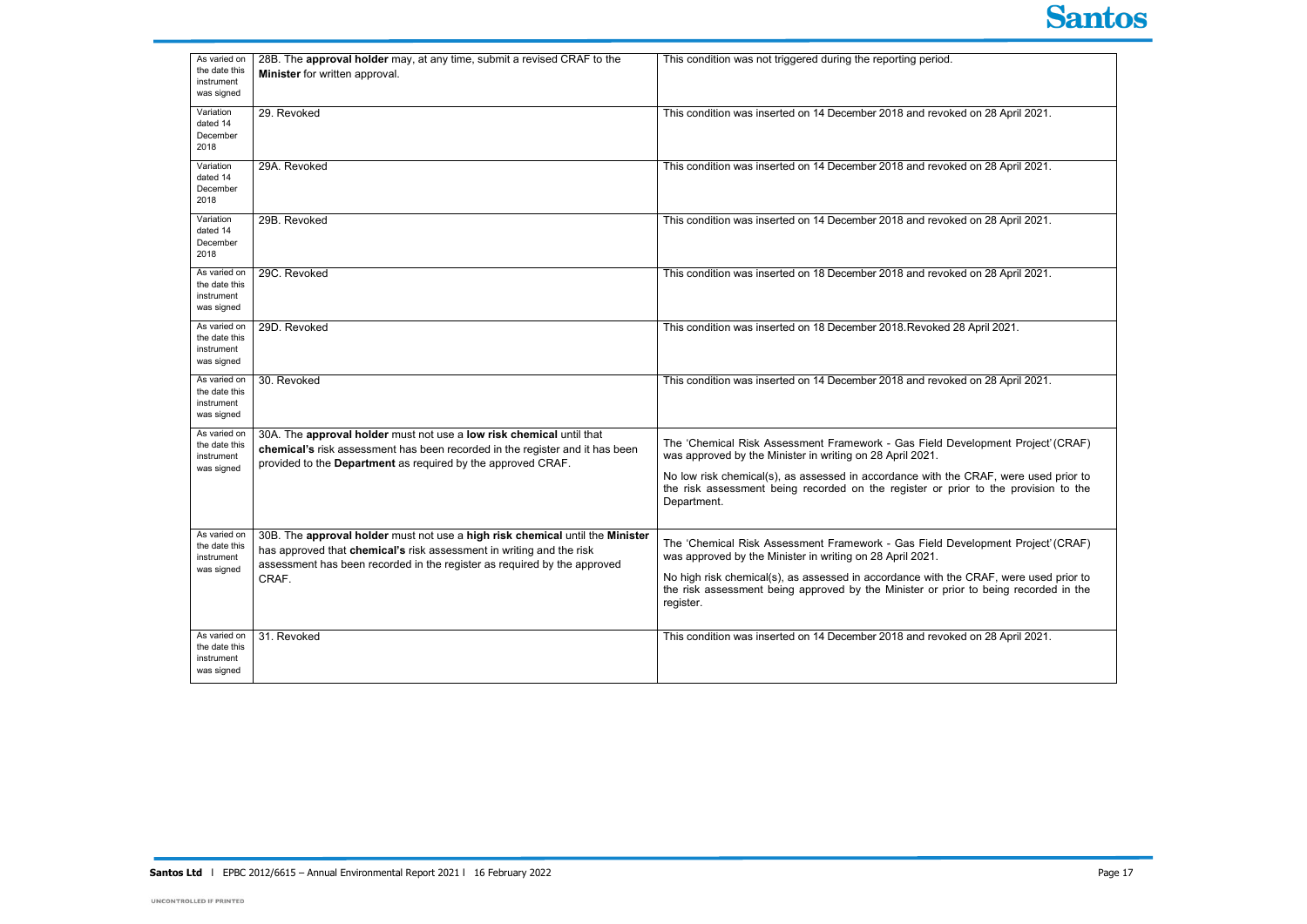| As varied on the date this instrument was signed | 28B. The **approval holder** may, at any time, submit a revised CRAF to the **Minister** for written approval. | This condition was not triggered during the reporting period. |
|---|---|---|
| Variation dated 14 December 2018 | 29. Revoked | This condition was inserted on 14 December 2018 and revoked on 28 April 2021. |
| Variation dated 14 December 2018 | 29A. Revoked | This condition was inserted on 14 December 2018 and revoked on 28 April 2021. |
| Variation dated 14 December 2018 | 29B. Revoked | This condition was inserted on 14 December 2018 and revoked on 28 April 2021. |
| As varied on the date this instrument was signed | 29C. Revoked | This condition was inserted on 18 December 2018 and revoked on 28 April 2021. |
| As varied on the date this instrument was signed | 29D. Revoked | This condition was inserted on 18 December 2018.Revoked 28 April 2021. |
| As varied on the date this instrument was signed | 30. Revoked | This condition was inserted on 14 December 2018 and revoked on 28 April 2021. |
| As varied on the date this instrument was signed | 30A. The **approval holder** must not use a **low risk chemical** until that **chemical's** risk assessment has been recorded in the register and it has been provided to the **Department** as required by the approved CRAF. | The 'Chemical Risk Assessment Framework - Gas Field Development Project' (CRAF) was approved by the Minister in writing on 28 April 2021.<br><br>No low risk chemical(s), as assessed in accordance with the CRAF, were used prior to the risk assessment being recorded on the register or prior to the provision to the Department. |
| As varied on the date this instrument was signed | 30B. The **approval holder** must not use a **high risk chemical** until the **Minister** has approved that **chemical's** risk assessment in writing and the risk assessment has been recorded in the register as required by the approved CRAF. | The 'Chemical Risk Assessment Framework - Gas Field Development Project' (CRAF) was approved by the Minister in writing on 28 April 2021.<br><br>No high risk chemical(s), as assessed in accordance with the CRAF, were used prior to the risk assessment being approved by the Minister or prior to being recorded in the register. |
| As varied on the date this instrument was signed | 31. Revoked | This condition was inserted on 14 December 2018 and revoked on 28 April 2021. |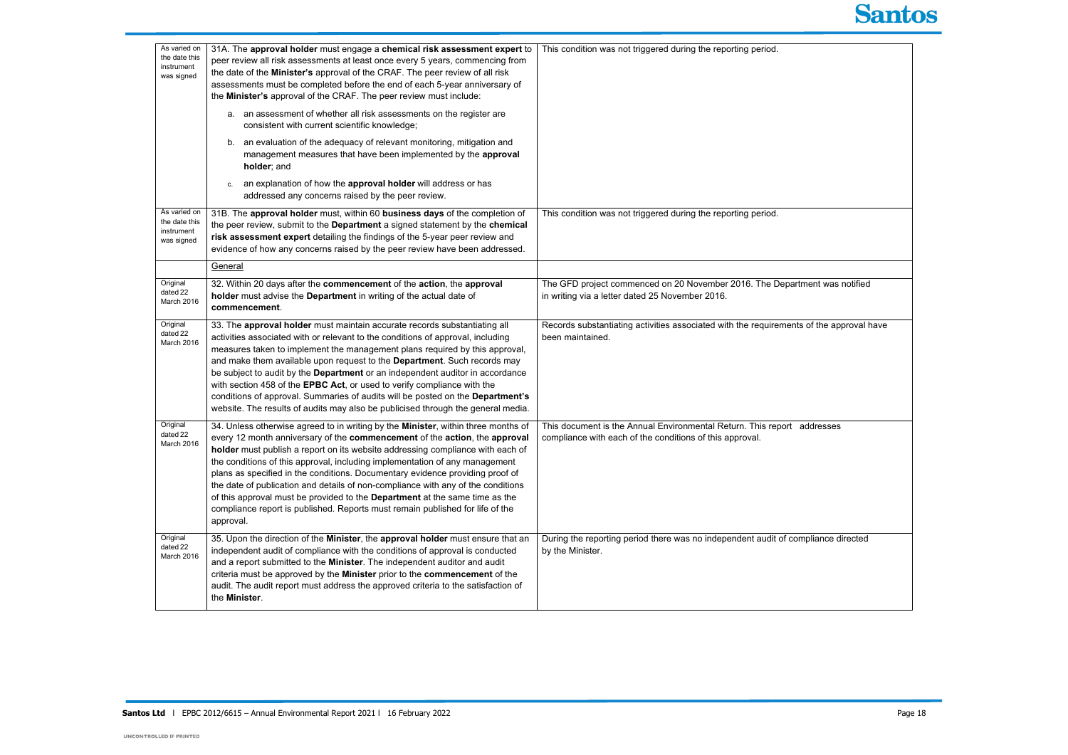| | | |
|---|---|---|
| As varied on the date this instrument was signed | 31A. The **approval holder** must engage a **chemical risk assessment expert** to peer review all risk assessments at least once every 5 years, commencing from the date of the **Minister's** approval of the CRAF. The peer review of all risk assessments must be completed before the end of each 5-year anniversary of the **Minister's** approval of the CRAF. The peer review must include:<br><br>a. an assessment of whether all risk assessments on the register are consistent with current scientific knowledge;<br><br>b. an evaluation of the adequacy of relevant monitoring, mitigation and management measures that have been implemented by the **approval holder**; and<br><br>c. an explanation of how the **approval holder** will address or has addressed any concerns raised by the peer review. | This condition was not triggered during the reporting period. |
| As varied on the date this instrument was signed | 31B. The **approval holder** must, within 60 **business days** of the completion of the peer review, submit to the **Department** a signed statement by the **chemical risk assessment expert** detailing the findings of the 5-year peer review and evidence of how any concerns raised by the peer review have been addressed. | This condition was not triggered during the reporting period. |
| | General | |
| Original dated 22 March 2016 | 32. Within 20 days after the **commencement** of the **action**, the **approval holder** must advise the **Department** in writing of the actual date of **commencement**. | The GFD project commenced on 20 November 2016. The Department was notified in writing via a letter dated 25 November 2016. |
| Original dated 22 March 2016 | 33. The **approval holder** must maintain accurate records substantiating all activities associated with or relevant to the conditions of approval, including measures taken to implement the management plans required by this approval, and make them available upon request to the **Department**. Such records may be subject to audit by the **Department** or an independent auditor in accordance with section 458 of the **EPBC Act**, or used to verify compliance with the conditions of approval. Summaries of audits will be posted on the **Department's** website. The results of audits may also be publicised through the general media. | Records substantiating activities associated with the requirements of the approval have been maintained. |
| Original dated 22 March 2016 | 34. Unless otherwise agreed to in writing by the **Minister**, within three months of every 12 month anniversary of the **commencement** of the **action**, the **approval holder** must publish a report on its website addressing compliance with each of the conditions of this approval, including implementation of any management plans as specified in the conditions. Documentary evidence providing proof of the date of publication and details of non-compliance with any of the conditions of this approval must be provided to the **Department** at the same time as the compliance report is published. Reports must remain published for life of the approval. | This document is the Annual Environmental Return. This report addresses compliance with each of the conditions of this approval. |
| Original dated 22 March 2016 | 35. Upon the direction of the **Minister**, the **approval holder** must ensure that an independent audit of compliance with the conditions of approval is conducted and a report submitted to the **Minister**. The independent auditor and audit criteria must be approved by the **Minister** prior to the **commencement** of the audit. The audit report must address the approved criteria to the satisfaction of the **Minister**. | During the reporting period there was no independent audit of compliance directed by the Minister. |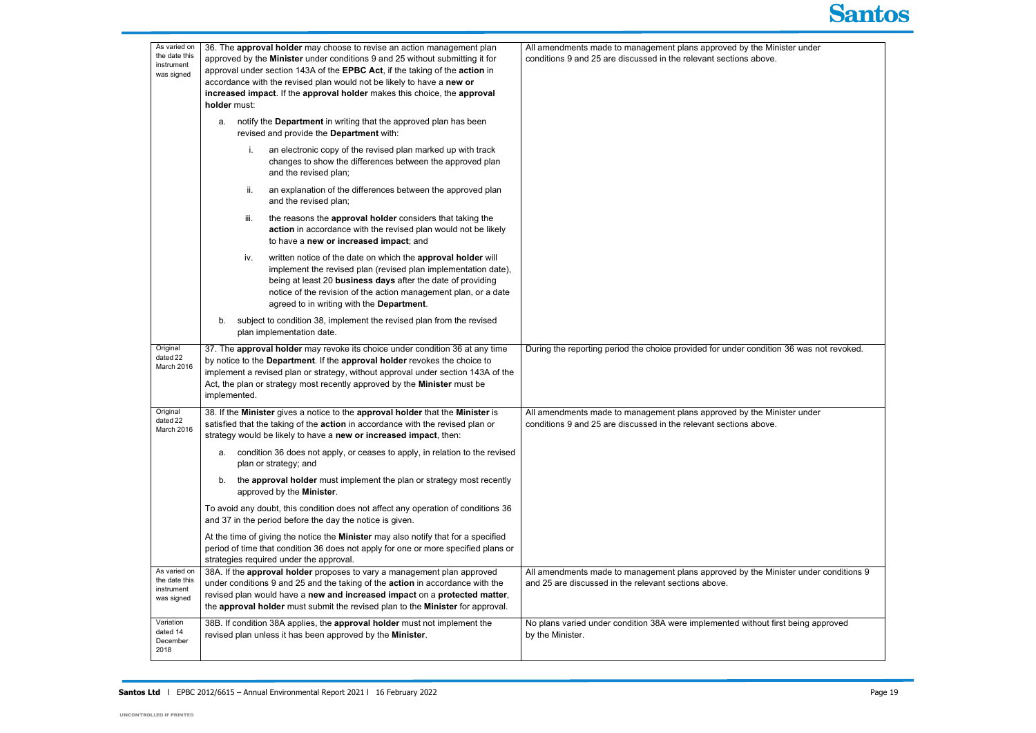| | | |
|---|---|---|
| As varied on the date this instrument was signed | 36. The **approval holder** may choose to revise an action management plan approved by the **Minister** under conditions 9 and 25 without submitting it for approval under section 143A of the **EPBC Act**, if the taking of the **action** in accordance with the revised plan would not be likely to have a **new or increased impact**. If the **approval holder** makes this choice, the **approval holder** must:<br><br>a. notify the **Department** in writing that the approved plan has been revised and provide the **Department** with:<br><br>i. an electronic copy of the revised plan marked up with track changes to show the differences between the approved plan and the revised plan;<br><br>ii. an explanation of the differences between the approved plan and the revised plan;<br><br>iii. the reasons the **approval holder** considers that taking the **action** in accordance with the revised plan would not be likely to have a **new or increased impact**; and<br><br>iv. written notice of the date on which the **approval holder** will implement the revised plan (revised plan implementation date), being at least 20 **business days** after the date of providing notice of the revision of the action management plan, or a date agreed to in writing with the **Department**.<br><br>b. subject to condition 38, implement the revised plan from the revised plan implementation date. | All amendments made to management plans approved by the Minister under conditions 9 and 25 are discussed in the relevant sections above. |
| Original dated 22 March 2016 | 37. The **approval holder** may revoke its choice under condition 36 at any time by notice to the **Department**. If the **approval holder** revokes the choice to implement a revised plan or strategy, without approval under section 143A of the Act, the plan or strategy most recently approved by the **Minister** must be implemented. | During the reporting period the choice provided for under condition 36 was not revoked. |
| Original dated 22 March 2016 | 38. If the **Minister** gives a notice to the **approval holder** that the **Minister** is satisfied that the taking of the **action** in accordance with the revised plan or strategy would be likely to have a **new or increased impact**, then:<br><br>a. condition 36 does not apply, or ceases to apply, in relation to the revised plan or strategy; and<br><br>b. the **approval holder** must implement the plan or strategy most recently approved by the **Minister**.<br><br>To avoid any doubt, this condition does not affect any operation of conditions 36 and 37 in the period before the day the notice is given.<br><br>At the time of giving the notice the **Minister** may also notify that for a specified period of time that condition 36 does not apply for one or more specified plans or strategies required under the approval. | All amendments made to management plans approved by the Minister under conditions 9 and 25 are discussed in the relevant sections above. |
| As varied on the date this instrument was signed | 38A. If the **approval holder** proposes to vary a management plan approved under conditions 9 and 25 and the taking of the **action** in accordance with the revised plan would have a **new and increased impact** on a **protected matter**, the **approval holder** must submit the revised plan to the **Minister** for approval. | All amendments made to management plans approved by the Minister under conditions 9 and 25 are discussed in the relevant sections above. |
| Variation dated 14 December 2018 | 38B. If condition 38A applies, the **approval holder** must not implement the revised plan unless it has been approved by the **Minister**. | No plans varied under condition 38A were implemented without first being approved by the Minister. |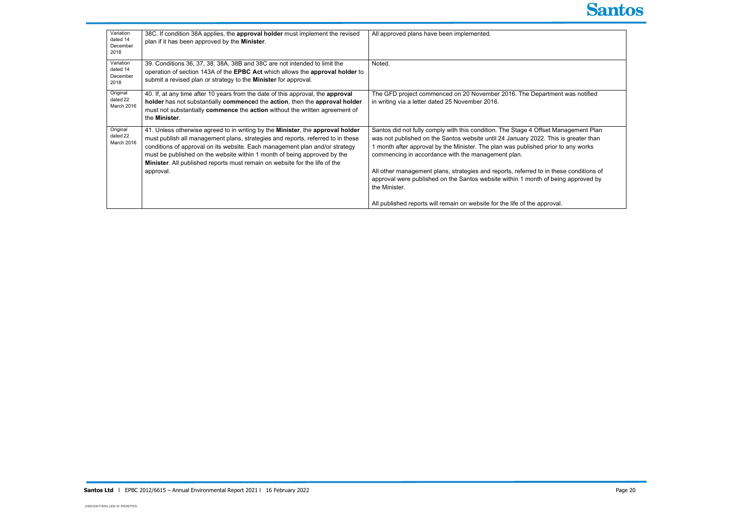| | | |
|---|---|---|
| Variation dated 14 December 2018 | 38C. If condition 38A applies, the **approval holder** must implement the revised plan if it has been approved by the **Minister**. | All approved plans have been implemented. |
| Variation dated 14 December 2018 | 39. Conditions 36, 37, 38, 38A, 38B and 38C are not intended to limit the operation of section 143A of the **EPBC Act** which allows the **approval holder** to submit a revised plan or strategy to the **Minister** for approval. | Noted. |
| Original dated 22 March 2016 | 40. If, at any time after 10 years from the date of this approval, the **approval holder** has not substantially **commence**d the **action**, then the **approval holder** must not substantially **commence** the **action** without the written agreement of the **Minister**. | The GFD project commenced on 20 November 2016. The Department was notified in writing via a letter dated 25 November 2016. |
| Original dated 22 March 2016 | 41. Unless otherwise agreed to in writing by the **Minister**, the **approval holder** must publish all management plans, strategies and reports, referred to in these conditions of approval on its website. Each management plan and/or strategy must be published on the website within 1 month of being approved by the **Minister**. All published reports must remain on website for the life of the approval. | Santos did not fully comply with this condition. The Stage 4 Offset Management Plan was not published on the Santos website until 24 January 2022. This is greater than 1 month after approval by the Minister. The plan was published prior to any works commencing in accordance with the management plan.<br><br>All other management plans, strategies and reports, referred to in these conditions of approval were published on the Santos website within 1 month of being approved by the Minister.<br><br>All published reports will remain on website for the life of the approval. |